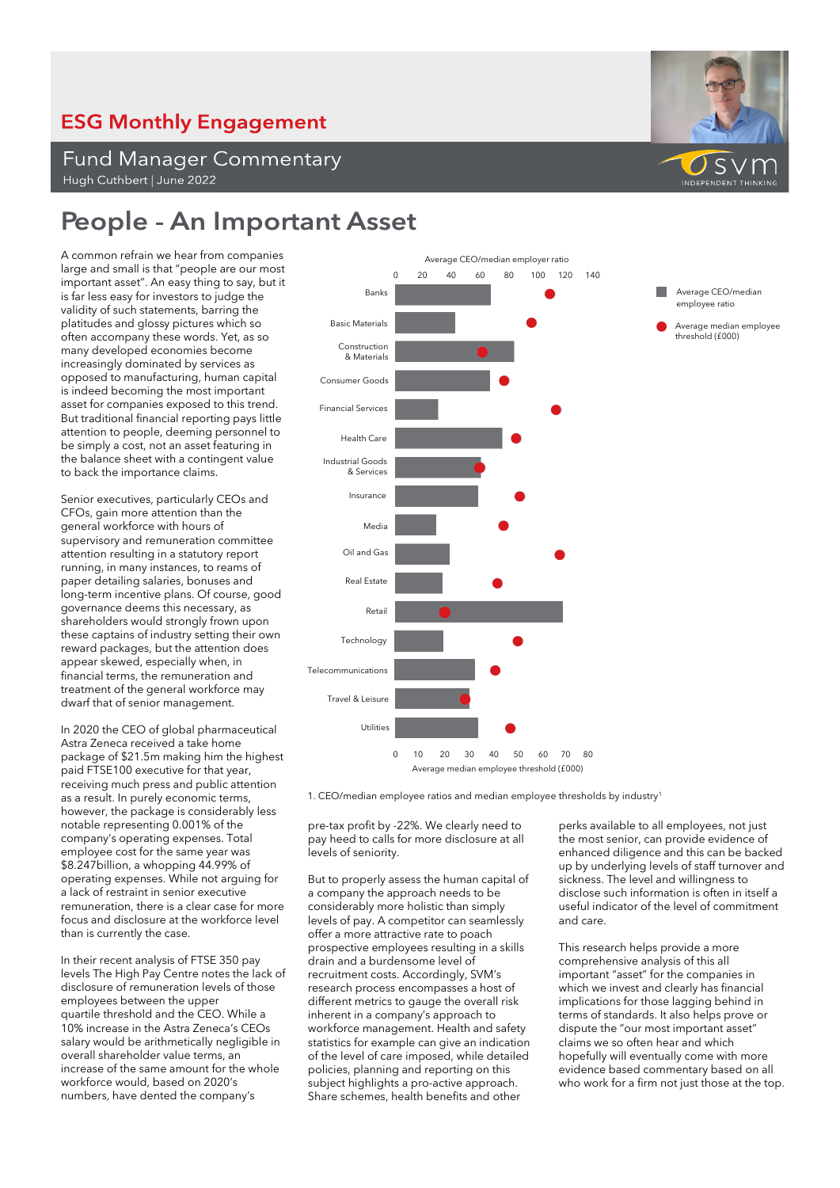# ESG Monthly Engagement

## Fund Manager Commentary

Hugh Cuthbert | June 2022

# People - An Important Asset

A common refrain we hear from companies large and small is that "people are our most important asset". An easy thing to say, but it is far less easy for investors to judge the validity of such statements, barring the platitudes and glossy pictures which so often accompany these words. Yet, as so many developed economies become increasingly dominated by services as opposed to manufacturing, human capital is indeed becoming the most important asset for companies exposed to this trend. But traditional financial reporting pays little attention to people, deeming personnel to be simply a cost, not an asset featuring in the balance sheet with a contingent value to back the importance claims.

Senior executives, particularly CEOs and CFOs, gain more attention than the general workforce with hours of supervisory and remuneration committee attention resulting in a statutory report running, in many instances, to reams of paper detailing salaries, bonuses and long-term incentive plans. Of course, good governance deems this necessary, as shareholders would strongly frown upon these captains of industry setting their own reward packages, but the attention does appear skewed, especially when, in financial terms, the remuneration and treatment of the general workforce may dwarf that of senior management.

In 2020 the CEO of global pharmaceutical Astra Zeneca received a take home package of $21.5m making him the highest paid FTSE100 executive for that year, receiving much press and public attention as a result. In purely economic terms, however, the package is considerably less notable representing 0.001% of the company's operating expenses. Total employee cost for the same year was $8.247billion, a whopping 44.99% of operating expenses. While not arguing for a lack of restraint in senior executive remuneration, there is a clear case for more focus and disclosure at the workforce level than is currently the case.

In their recent analysis of FTSE 350 pay levels The High Pay Centre notes the lack of disclosure of remuneration levels of those employees between the upper quartile threshold and the CEO. While a 10% increase in the Astra Zeneca's CEOs salary would be arithmetically negligible in overall shareholder value terms, an increase of the same amount for the whole workforce would, based on 2020's numbers, have dented the company's pre-tax profit by -22%. We clearly need to pay heed to calls for more disclosure at all levels of seniority.

| Industry | Average CEO/median employee ratio (approx.) | Average median employee threshold (£000) (approx.) |
|---|---|---|
| Banks | 66 | 63 |
| Basic Materials | 42 | 55 |
| Construction & Materials | 82 | 35 |
| Consumer Goods | 66 | 44 |
| Financial Services | 30 | 65 |
| Health Care | 74 | 49 |
| Industrial Goods & Services | 59 | 34 |
| Insurance | 58 | 51 |
| Media | 29 | 44 |
| Oil and Gas | 38 | 67 |
| Real Estate | 33 | 42 |
| Retail | 116 | 20 |
| Technology | 34 | 50 |
| Telecommunications | 56 | 41 |
| Travel & Leisure | 52 | 28 |
| Utilities | 58 | 47 |

1. CEO/median employee ratios and median employee thresholds by industry[1]

But to properly assess the human capital of a company the approach needs to be considerably more holistic than simply levels of pay. A competitor can seamlessly offer a more attractive rate to poach prospective employees resulting in a skills drain and a burdensome level of recruitment costs. Accordingly, SVM's research process encompasses a host of different metrics to gauge the overall risk inherent in a company's approach to workforce management. Health and safety statistics for example can give an indication of the level of care imposed, while detailed policies, planning and reporting on this subject highlights a pro-active approach. Share schemes, health benefits and other perks available to all employees, not just the most senior, can provide evidence of enhanced diligence and this can be backed up by underlying levels of staff turnover and sickness. The level and willingness to disclose such information is often in itself a useful indicator of the level of commitment and care.

This research helps provide a more comprehensive analysis of this all important "asset" for the companies in which we invest and clearly has financial implications for those lagging behind in terms of standards. It also helps prove or dispute the "our most important asset" claims we so often hear and which hopefully will eventually come with more evidence based commentary based on all who work for a firm not just those at the top.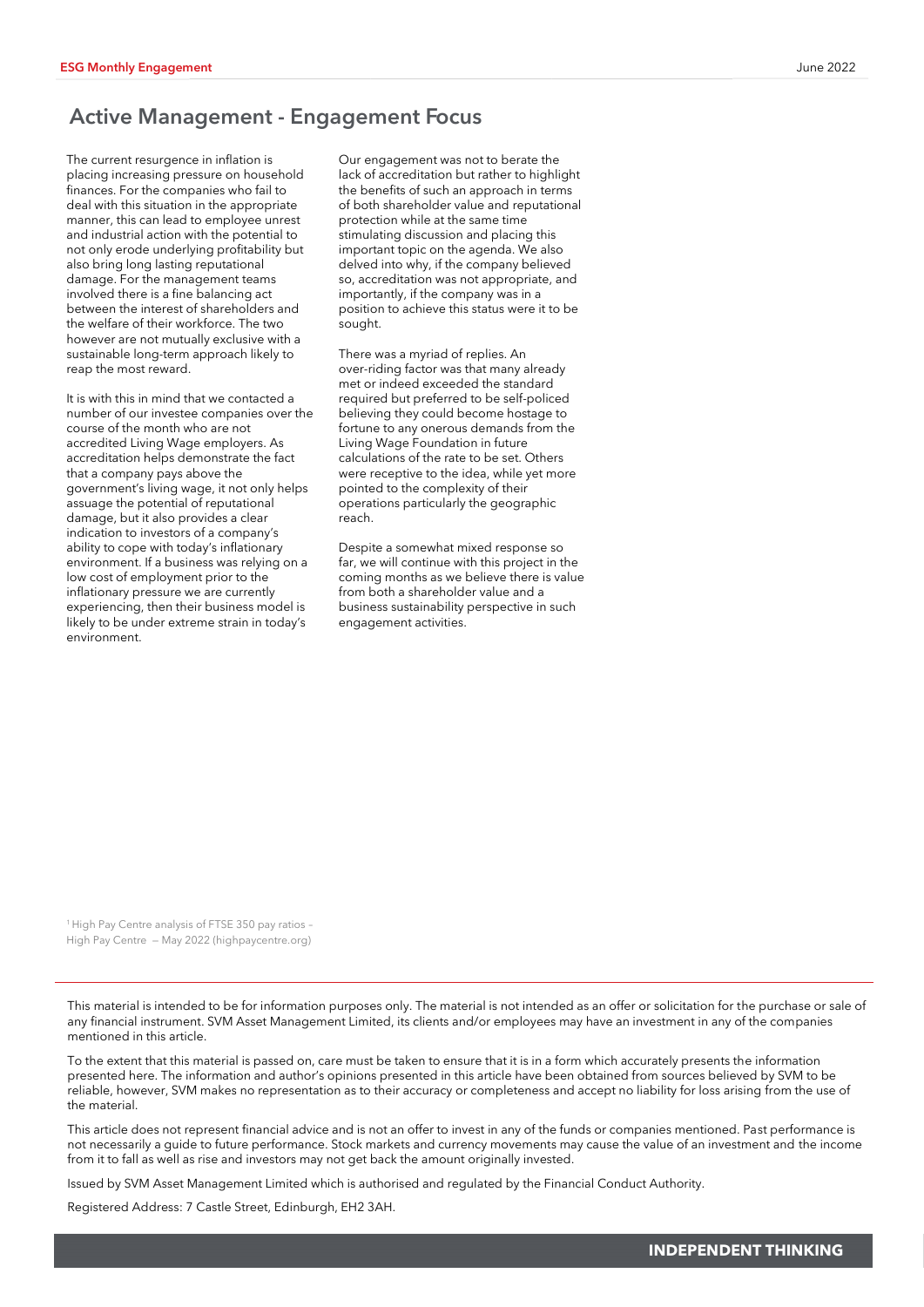## Active Management - Engagement Focus

The current resurgence in inflation is placing increasing pressure on household finances. For the companies who fail to deal with this situation in the appropriate manner, this can lead to employee unrest and industrial action with the potential to not only erode underlying profitability but also bring long lasting reputational damage. For the management teams involved there is a fine balancing act between the interest of shareholders and the welfare of their workforce. The two however are not mutually exclusive with a sustainable long-term approach likely to reap the most reward.

It is with this in mind that we contacted a number of our investee companies over the course of the month who are not accredited Living Wage employers. As accreditation helps demonstrate the fact that a company pays above the government's living wage, it not only helps assuage the potential of reputational damage, but it also provides a clear indication to investors of a company's ability to cope with today's inflationary environment. If a business was relying on a low cost of employment prior to the inflationary pressure we are currently experiencing, then their business model is likely to be under extreme strain in today's environment.

Our engagement was not to berate the lack of accreditation but rather to highlight the benefits of such an approach in terms of both shareholder value and reputational protection while at the same time stimulating discussion and placing this important topic on the agenda. We also delved into why, if the company believed so, accreditation was not appropriate, and importantly, if the company was in a position to achieve this status were it to be sought.

There was a myriad of replies. An over-riding factor was that many already met or indeed exceeded the standard required but preferred to be self-policed believing they could become hostage to fortune to any onerous demands from the Living Wage Foundation in future calculations of the rate to be set. Others were receptive to the idea, while yet more pointed to the complexity of their operations particularly the geographic reach.

Despite a somewhat mixed response so far, we will continue with this project in the coming months as we believe there is value from both a shareholder value and a business sustainability perspective in such engagement activities.

[1] High Pay Centre analysis of FTSE 350 pay ratios – High Pay Centre — May 2022 (highpaycentre.org)

---

This material is intended to be for information purposes only. The material is not intended as an offer or solicitation for the purchase or sale of any financial instrument. SVM Asset Management Limited, its clients and/or employees may have an investment in any of the companies mentioned in this article.

To the extent that this material is passed on, care must be taken to ensure that it is in a form which accurately presents the information presented here. The information and author's opinions presented in this article have been obtained from sources believed by SVM to be reliable, however, SVM makes no representation as to their accuracy or completeness and accept no liability for loss arising from the use of the material.

This article does not represent financial advice and is not an offer to invest in any of the funds or companies mentioned. Past performance is not necessarily a guide to future performance. Stock markets and currency movements may cause the value of an investment and the income from it to fall as well as rise and investors may not get back the amount originally invested.

Issued by SVM Asset Management Limited which is authorised and regulated by the Financial Conduct Authority.

Registered Address: 7 Castle Street, Edinburgh, EH2 3AH.

**INDEPENDENT THINKING**